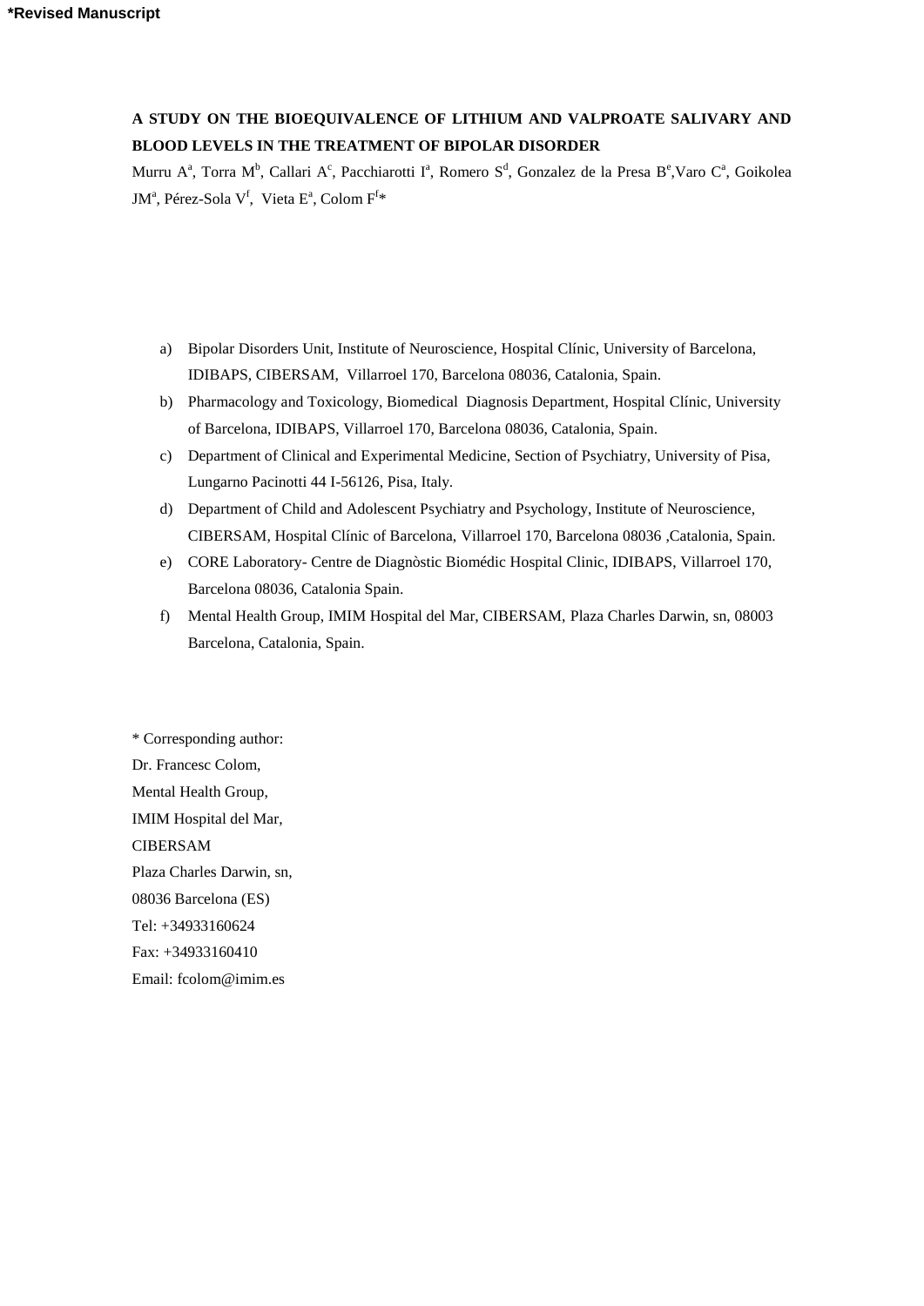*Revised Manuscript

**A STUDY ON THE BIOEQUIVALENCE OF LITHIUM AND VALPROATE SALIVARY AND BLOOD LEVELS IN THE TREATMENT OF BIPOLAR DISORDER**

Murru A[a], Torra M[b], Callari A[c], Pacchiarotti I[a], Romero S[d], Gonzalez de la Presa B[e], Varo C[a], Goikolea JM[a], Pérez-Sola V[f], Vieta E[a], Colom F[f]*

a) Bipolar Disorders Unit, Institute of Neuroscience, Hospital Clínic, University of Barcelona, IDIBAPS, CIBERSAM, Villarroel 170, Barcelona 08036, Catalonia, Spain.
b) Pharmacology and Toxicology, Biomedical Diagnosis Department, Hospital Clínic, University of Barcelona, IDIBAPS, Villarroel 170, Barcelona 08036, Catalonia, Spain.
c) Department of Clinical and Experimental Medicine, Section of Psychiatry, University of Pisa, Lungarno Pacinotti 44 I-56126, Pisa, Italy.
d) Department of Child and Adolescent Psychiatry and Psychology, Institute of Neuroscience, CIBERSAM, Hospital Clínic of Barcelona, Villarroel 170, Barcelona 08036 ,Catalonia, Spain.
e) CORE Laboratory- Centre de Diagnòstic Biomédic Hospital Clinic, IDIBAPS, Villarroel 170, Barcelona 08036, Catalonia Spain.
f) Mental Health Group, IMIM Hospital del Mar, CIBERSAM, Plaza Charles Darwin, sn, 08003 Barcelona, Catalonia, Spain.

\* Corresponding author:
Dr. Francesc Colom,
Mental Health Group,
IMIM Hospital del Mar,
CIBERSAM
Plaza Charles Darwin, sn,
08036 Barcelona (ES)
Tel: +34933160624
Fax: +34933160410
Email: fcolom@imim.es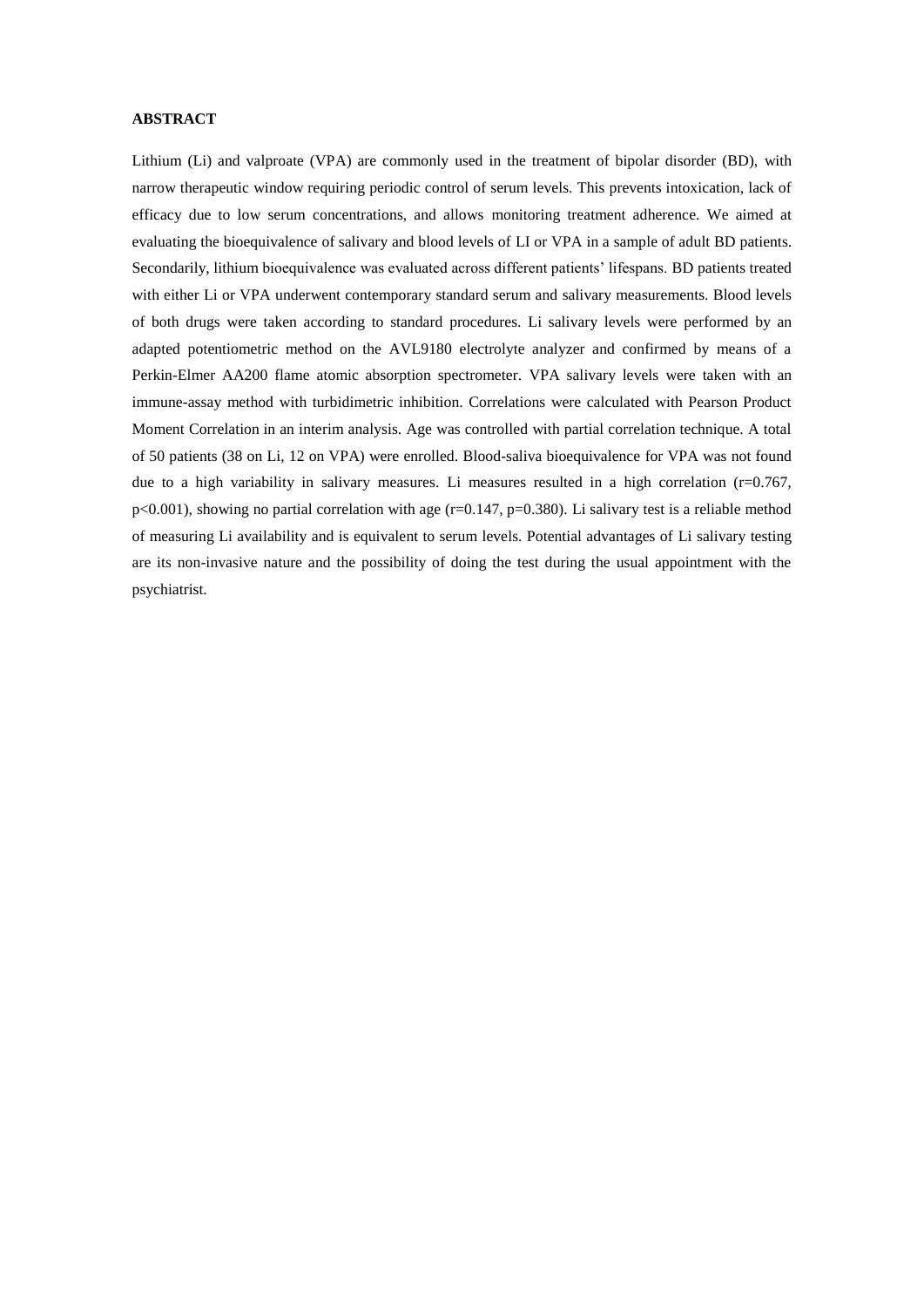**ABSTRACT**

Lithium (Li) and valproate (VPA) are commonly used in the treatment of bipolar disorder (BD), with narrow therapeutic window requiring periodic control of serum levels. This prevents intoxication, lack of efficacy due to low serum concentrations, and allows monitoring treatment adherence. We aimed at evaluating the bioequivalence of salivary and blood levels of LI or VPA in a sample of adult BD patients. Secondarily, lithium bioequivalence was evaluated across different patients' lifespans. BD patients treated with either Li or VPA underwent contemporary standard serum and salivary measurements. Blood levels of both drugs were taken according to standard procedures. Li salivary levels were performed by an adapted potentiometric method on the AVL9180 electrolyte analyzer and confirmed by means of a Perkin-Elmer AA200 flame atomic absorption spectrometer. VPA salivary levels were taken with an immune-assay method with turbidimetric inhibition. Correlations were calculated with Pearson Product Moment Correlation in an interim analysis. Age was controlled with partial correlation technique. A total of 50 patients (38 on Li, 12 on VPA) were enrolled. Blood-saliva bioequivalence for VPA was not found due to a high variability in salivary measures. Li measures resulted in a high correlation ($r=0.767$, $p<0.001$), showing no partial correlation with age ($r=0.147$, $p=0.380$). Li salivary test is a reliable method of measuring Li availability and is equivalent to serum levels. Potential advantages of Li salivary testing are its non-invasive nature and the possibility of doing the test during the usual appointment with the psychiatrist.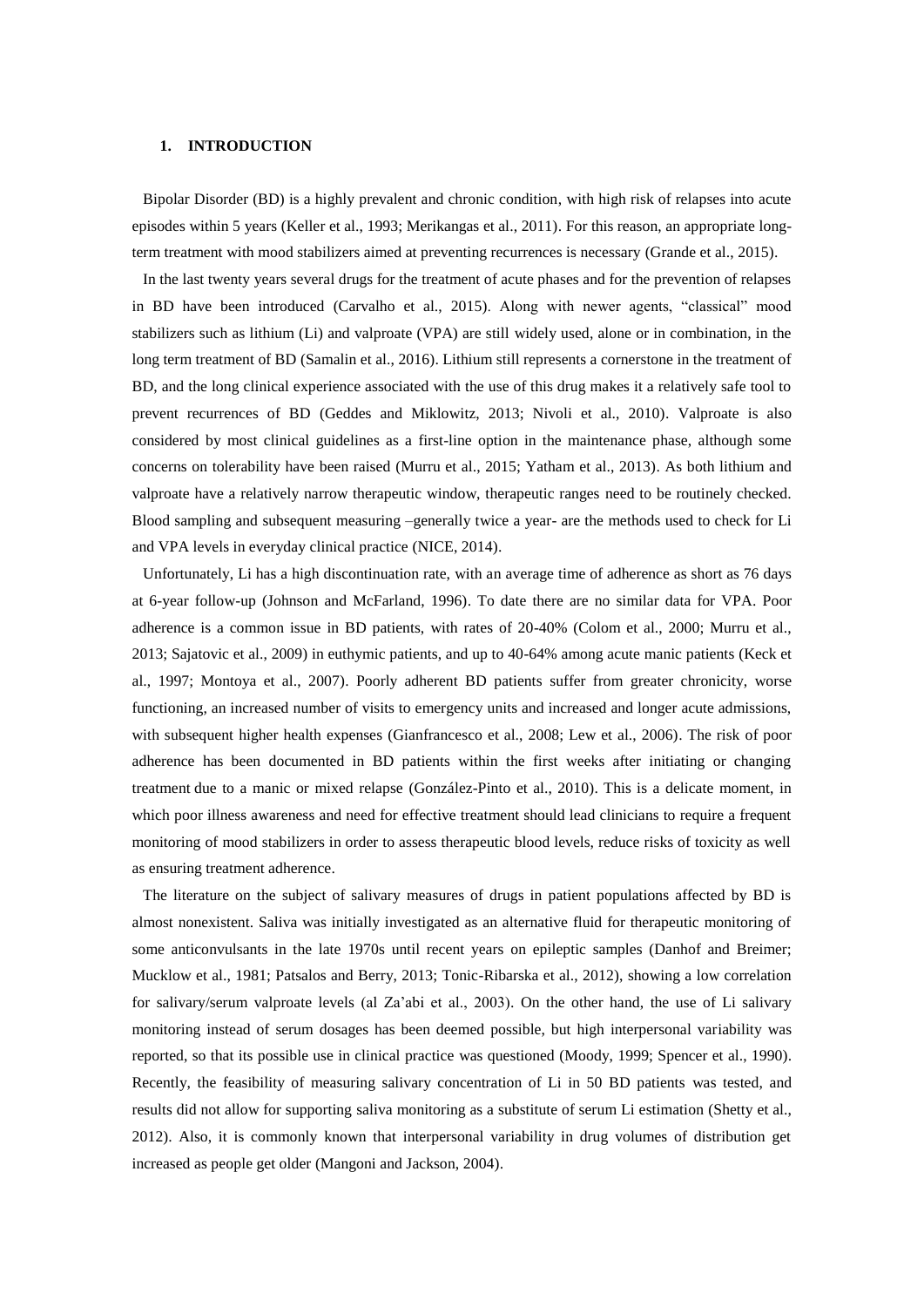## 1. INTRODUCTION

Bipolar Disorder (BD) is a highly prevalent and chronic condition, with high risk of relapses into acute episodes within 5 years (Keller et al., 1993; Merikangas et al., 2011). For this reason, an appropriate long-term treatment with mood stabilizers aimed at preventing recurrences is necessary (Grande et al., 2015).

In the last twenty years several drugs for the treatment of acute phases and for the prevention of relapses in BD have been introduced (Carvalho et al., 2015). Along with newer agents, "classical" mood stabilizers such as lithium (Li) and valproate (VPA) are still widely used, alone or in combination, in the long term treatment of BD (Samalin et al., 2016). Lithium still represents a cornerstone in the treatment of BD, and the long clinical experience associated with the use of this drug makes it a relatively safe tool to prevent recurrences of BD (Geddes and Miklowitz, 2013; Nivoli et al., 2010). Valproate is also considered by most clinical guidelines as a first-line option in the maintenance phase, although some concerns on tolerability have been raised (Murru et al., 2015; Yatham et al., 2013). As both lithium and valproate have a relatively narrow therapeutic window, therapeutic ranges need to be routinely checked. Blood sampling and subsequent measuring –generally twice a year- are the methods used to check for Li and VPA levels in everyday clinical practice (NICE, 2014).

Unfortunately, Li has a high discontinuation rate, with an average time of adherence as short as 76 days at 6-year follow-up (Johnson and McFarland, 1996). To date there are no similar data for VPA. Poor adherence is a common issue in BD patients, with rates of 20-40% (Colom et al., 2000; Murru et al., 2013; Sajatovic et al., 2009) in euthymic patients, and up to 40-64% among acute manic patients (Keck et al., 1997; Montoya et al., 2007). Poorly adherent BD patients suffer from greater chronicity, worse functioning, an increased number of visits to emergency units and increased and longer acute admissions, with subsequent higher health expenses (Gianfrancesco et al., 2008; Lew et al., 2006). The risk of poor adherence has been documented in BD patients within the first weeks after initiating or changing treatment due to a manic or mixed relapse (González-Pinto et al., 2010). This is a delicate moment, in which poor illness awareness and need for effective treatment should lead clinicians to require a frequent monitoring of mood stabilizers in order to assess therapeutic blood levels, reduce risks of toxicity as well as ensuring treatment adherence.

The literature on the subject of salivary measures of drugs in patient populations affected by BD is almost nonexistent. Saliva was initially investigated as an alternative fluid for therapeutic monitoring of some anticonvulsants in the late 1970s until recent years on epileptic samples (Danhof and Breimer; Mucklow et al., 1981; Patsalos and Berry, 2013; Tonic-Ribarska et al., 2012), showing a low correlation for salivary/serum valproate levels (al Za'abi et al., 2003). On the other hand, the use of Li salivary monitoring instead of serum dosages has been deemed possible, but high interpersonal variability was reported, so that its possible use in clinical practice was questioned (Moody, 1999; Spencer et al., 1990). Recently, the feasibility of measuring salivary concentration of Li in 50 BD patients was tested, and results did not allow for supporting saliva monitoring as a substitute of serum Li estimation (Shetty et al., 2012). Also, it is commonly known that interpersonal variability in drug volumes of distribution get increased as people get older (Mangoni and Jackson, 2004).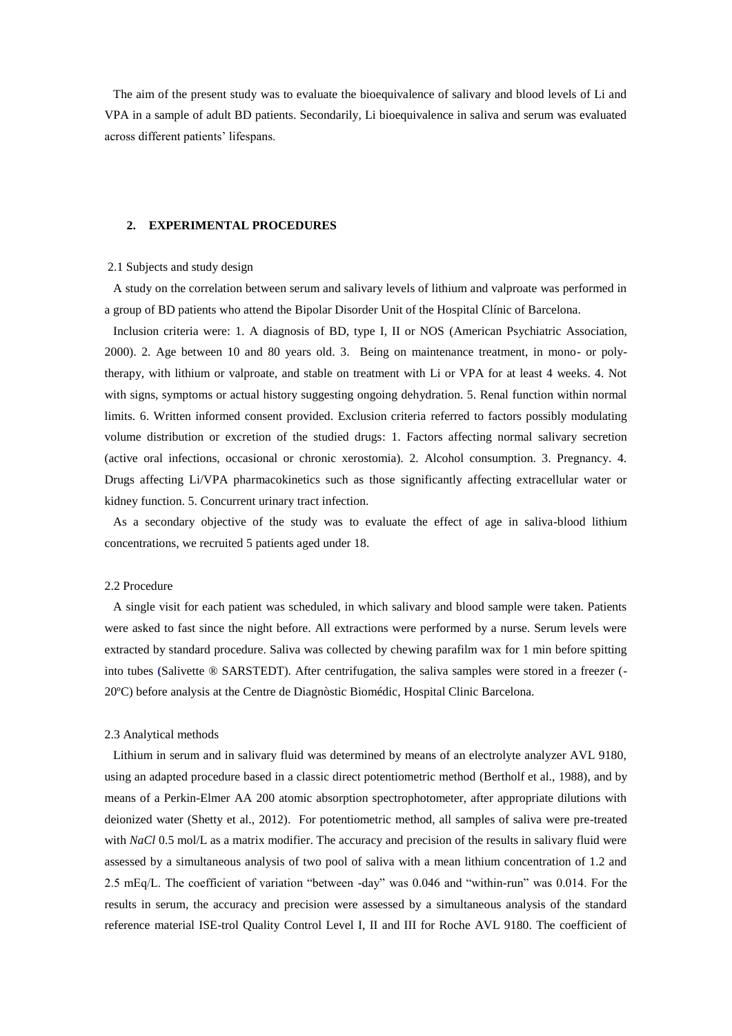The aim of the present study was to evaluate the bioequivalence of salivary and blood levels of Li and VPA in a sample of adult BD patients. Secondarily, Li bioequivalence in saliva and serum was evaluated across different patients' lifespans.

## 2. EXPERIMENTAL PROCEDURES

### 2.1 Subjects and study design

A study on the correlation between serum and salivary levels of lithium and valproate was performed in a group of BD patients who attend the Bipolar Disorder Unit of the Hospital Clínic of Barcelona.

Inclusion criteria were: 1. A diagnosis of BD, type I, II or NOS (American Psychiatric Association, 2000). 2. Age between 10 and 80 years old. 3. Being on maintenance treatment, in mono- or poly-therapy, with lithium or valproate, and stable on treatment with Li or VPA for at least 4 weeks. 4. Not with signs, symptoms or actual history suggesting ongoing dehydration. 5. Renal function within normal limits. 6. Written informed consent provided. Exclusion criteria referred to factors possibly modulating volume distribution or excretion of the studied drugs: 1. Factors affecting normal salivary secretion (active oral infections, occasional or chronic xerostomia). 2. Alcohol consumption. 3. Pregnancy. 4. Drugs affecting Li/VPA pharmacokinetics such as those significantly affecting extracellular water or kidney function. 5. Concurrent urinary tract infection.

As a secondary objective of the study was to evaluate the effect of age in saliva-blood lithium concentrations, we recruited 5 patients aged under 18.

### 2.2 Procedure

A single visit for each patient was scheduled, in which salivary and blood sample were taken. Patients were asked to fast since the night before. All extractions were performed by a nurse. Serum levels were extracted by standard procedure. Saliva was collected by chewing parafilm wax for 1 min before spitting into tubes (Salivette ® SARSTEDT). After centrifugation, the saliva samples were stored in a freezer (-20ºC) before analysis at the Centre de Diagnòstic Biomédic, Hospital Clinic Barcelona.

### 2.3 Analytical methods

Lithium in serum and in salivary fluid was determined by means of an electrolyte analyzer AVL 9180, using an adapted procedure based in a classic direct potentiometric method (Bertholf et al., 1988), and by means of a Perkin-Elmer AA 200 atomic absorption spectrophotometer, after appropriate dilutions with deionized water (Shetty et al., 2012). For potentiometric method, all samples of saliva were pre-treated with *NaCl* 0.5 mol/L as a matrix modifier. The accuracy and precision of the results in salivary fluid were assessed by a simultaneous analysis of two pool of saliva with a mean lithium concentration of 1.2 and 2.5 mEq/L. The coefficient of variation "between -day" was 0.046 and "within-run" was 0.014. For the results in serum, the accuracy and precision were assessed by a simultaneous analysis of the standard reference material ISE-trol Quality Control Level I, II and III for Roche AVL 9180. The coefficient of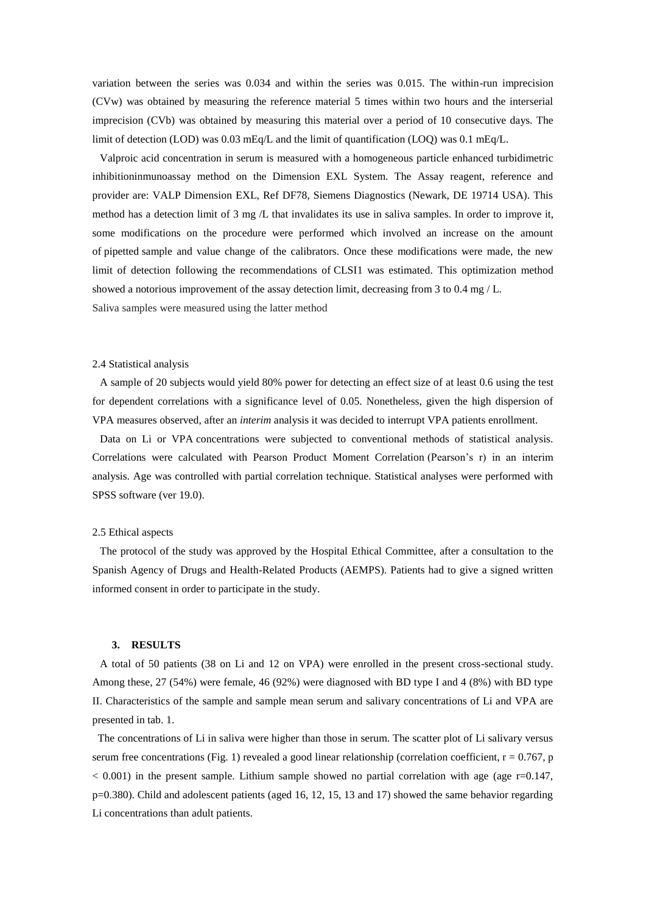variation between the series was 0.034 and within the series was 0.015. The within-run imprecision (CVw) was obtained by measuring the reference material 5 times within two hours and the interserial imprecision (CVb) was obtained by measuring this material over a period of 10 consecutive days. The limit of detection (LOD) was 0.03 mEq/L and the limit of quantification (LOQ) was 0.1 mEq/L.

Valproic acid concentration in serum is measured with a homogeneous particle enhanced turbidimetric inhibitioninmunoassay method on the Dimension EXL System. The Assay reagent, reference and provider are: VALP Dimension EXL, Ref DF78, Siemens Diagnostics (Newark, DE 19714 USA). This method has a detection limit of 3 mg /L that invalidates its use in saliva samples. In order to improve it, some modifications on the procedure were performed which involved an increase on the amount of pipetted sample and value change of the calibrators. Once these modifications were made, the new limit of detection following the recommendations of CLSI1 was estimated. This optimization method showed a notorious improvement of the assay detection limit, decreasing from 3 to 0.4 mg / L.

Saliva samples were measured using the latter method

2.4 Statistical analysis

A sample of 20 subjects would yield 80% power for detecting an effect size of at least 0.6 using the test for dependent correlations with a significance level of 0.05. Nonetheless, given the high dispersion of VPA measures observed, after an *interim* analysis it was decided to interrupt VPA patients enrollment.

Data on Li or VPA concentrations were subjected to conventional methods of statistical analysis. Correlations were calculated with Pearson Product Moment Correlation (Pearson's r) in an interim analysis. Age was controlled with partial correlation technique. Statistical analyses were performed with SPSS software (ver 19.0).

2.5 Ethical aspects

The protocol of the study was approved by the Hospital Ethical Committee, after a consultation to the Spanish Agency of Drugs and Health-Related Products (AEMPS). Patients had to give a signed written informed consent in order to participate in the study.

## 3. RESULTS

A total of 50 patients (38 on Li and 12 on VPA) were enrolled in the present cross-sectional study. Among these, 27 (54%) were female, 46 (92%) were diagnosed with BD type I and 4 (8%) with BD type II. Characteristics of the sample and sample mean serum and salivary concentrations of Li and VPA are presented in tab. 1.

The concentrations of Li in saliva were higher than those in serum. The scatter plot of Li salivary versus serum free concentrations (Fig. 1) revealed a good linear relationship (correlation coefficient, $r = 0.767$, $p < 0.001$) in the present sample. Lithium sample showed no partial correlation with age (age $r=0.147$, $p=0.380$). Child and adolescent patients (aged 16, 12, 15, 13 and 17) showed the same behavior regarding Li concentrations than adult patients.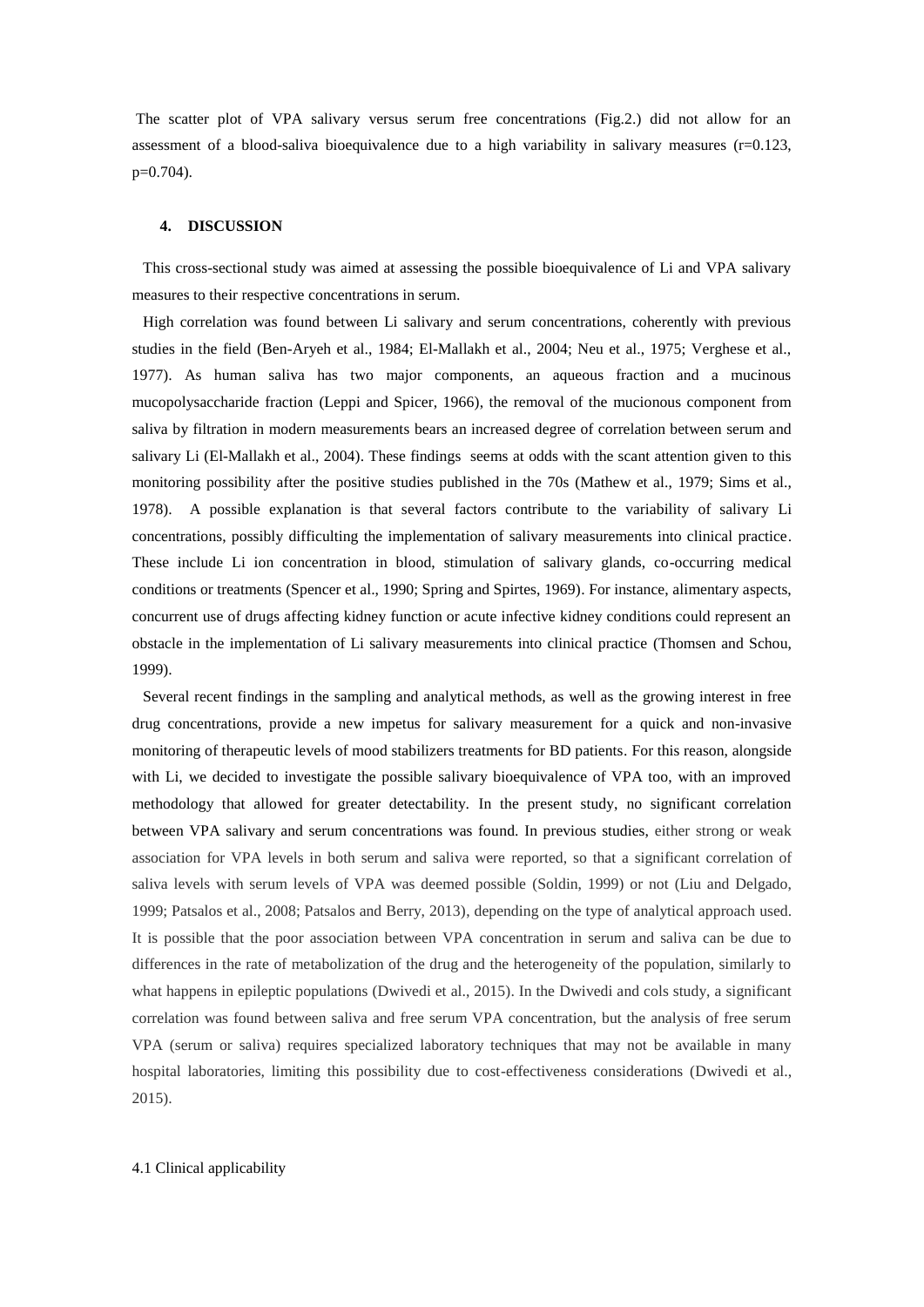The scatter plot of VPA salivary versus serum free concentrations (Fig.2.) did not allow for an assessment of a blood-saliva bioequivalence due to a high variability in salivary measures ($r=0.123$, $p=0.704$).

## 4. DISCUSSION

This cross-sectional study was aimed at assessing the possible bioequivalence of Li and VPA salivary measures to their respective concentrations in serum.

High correlation was found between Li salivary and serum concentrations, coherently with previous studies in the field (Ben-Aryeh et al., 1984; El-Mallakh et al., 2004; Neu et al., 1975; Verghese et al., 1977). As human saliva has two major components, an aqueous fraction and a mucinous mucopolysaccharide fraction (Leppi and Spicer, 1966), the removal of the mucionous component from saliva by filtration in modern measurements bears an increased degree of correlation between serum and salivary Li (El-Mallakh et al., 2004). These findings seems at odds with the scant attention given to this monitoring possibility after the positive studies published in the 70s (Mathew et al., 1979; Sims et al., 1978). A possible explanation is that several factors contribute to the variability of salivary Li concentrations, possibly difficulting the implementation of salivary measurements into clinical practice. These include Li ion concentration in blood, stimulation of salivary glands, co-occurring medical conditions or treatments (Spencer et al., 1990; Spring and Spirtes, 1969). For instance, alimentary aspects, concurrent use of drugs affecting kidney function or acute infective kidney conditions could represent an obstacle in the implementation of Li salivary measurements into clinical practice (Thomsen and Schou, 1999).

Several recent findings in the sampling and analytical methods, as well as the growing interest in free drug concentrations, provide a new impetus for salivary measurement for a quick and non-invasive monitoring of therapeutic levels of mood stabilizers treatments for BD patients. For this reason, alongside with Li, we decided to investigate the possible salivary bioequivalence of VPA too, with an improved methodology that allowed for greater detectability. In the present study, no significant correlation between VPA salivary and serum concentrations was found. In previous studies, either strong or weak association for VPA levels in both serum and saliva were reported, so that a significant correlation of saliva levels with serum levels of VPA was deemed possible (Soldin, 1999) or not (Liu and Delgado, 1999; Patsalos et al., 2008; Patsalos and Berry, 2013), depending on the type of analytical approach used. It is possible that the poor association between VPA concentration in serum and saliva can be due to differences in the rate of metabolization of the drug and the heterogeneity of the population, similarly to what happens in epileptic populations (Dwivedi et al., 2015). In the Dwivedi and cols study, a significant correlation was found between saliva and free serum VPA concentration, but the analysis of free serum VPA (serum or saliva) requires specialized laboratory techniques that may not be available in many hospital laboratories, limiting this possibility due to cost-effectiveness considerations (Dwivedi et al., 2015).

### 4.1 Clinical applicability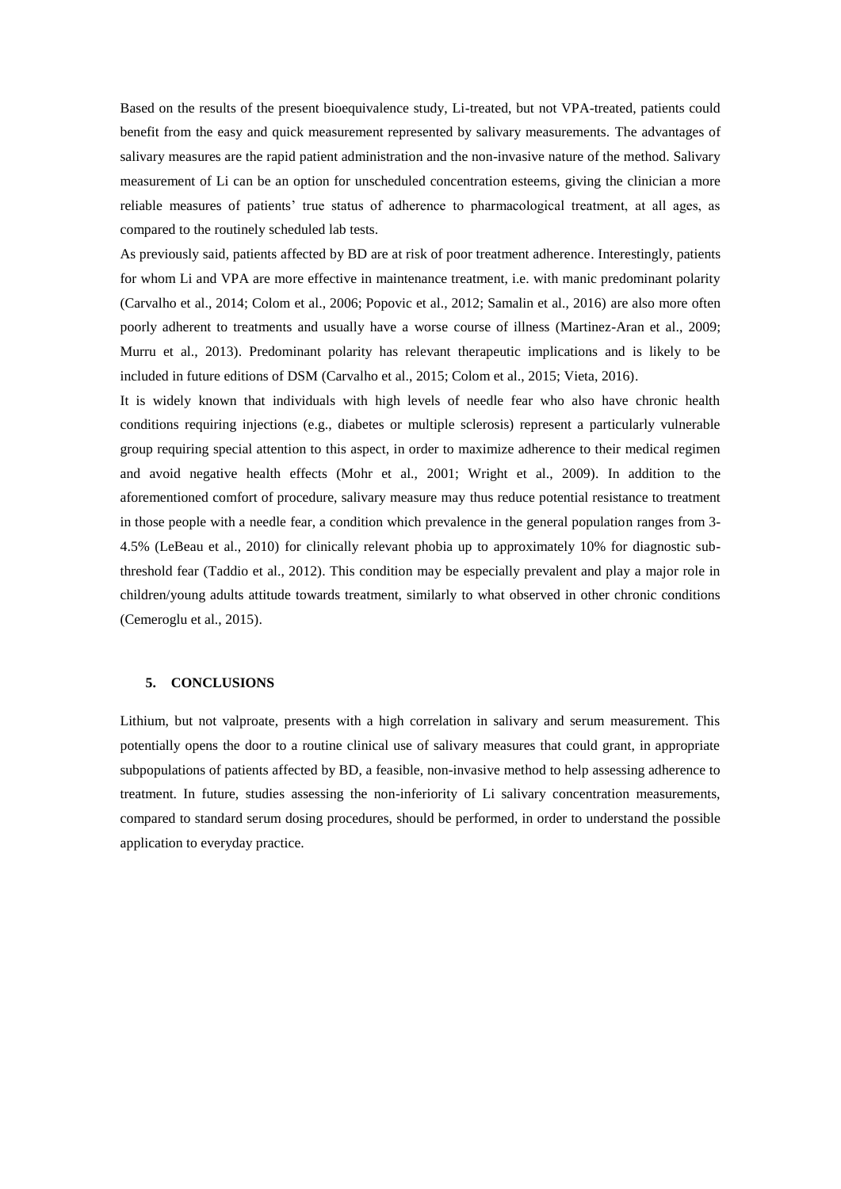Based on the results of the present bioequivalence study, Li-treated, but not VPA-treated, patients could benefit from the easy and quick measurement represented by salivary measurements. The advantages of salivary measures are the rapid patient administration and the non-invasive nature of the method. Salivary measurement of Li can be an option for unscheduled concentration esteems, giving the clinician a more reliable measures of patients' true status of adherence to pharmacological treatment, at all ages, as compared to the routinely scheduled lab tests.

As previously said, patients affected by BD are at risk of poor treatment adherence. Interestingly, patients for whom Li and VPA are more effective in maintenance treatment, i.e. with manic predominant polarity (Carvalho et al., 2014; Colom et al., 2006; Popovic et al., 2012; Samalin et al., 2016) are also more often poorly adherent to treatments and usually have a worse course of illness (Martinez-Aran et al., 2009; Murru et al., 2013). Predominant polarity has relevant therapeutic implications and is likely to be included in future editions of DSM (Carvalho et al., 2015; Colom et al., 2015; Vieta, 2016).

It is widely known that individuals with high levels of needle fear who also have chronic health conditions requiring injections (e.g., diabetes or multiple sclerosis) represent a particularly vulnerable group requiring special attention to this aspect, in order to maximize adherence to their medical regimen and avoid negative health effects (Mohr et al., 2001; Wright et al., 2009). In addition to the aforementioned comfort of procedure, salivary measure may thus reduce potential resistance to treatment in those people with a needle fear, a condition which prevalence in the general population ranges from 3-4.5% (LeBeau et al., 2010) for clinically relevant phobia up to approximately 10% for diagnostic sub-threshold fear (Taddio et al., 2012). This condition may be especially prevalent and play a major role in children/young adults attitude towards treatment, similarly to what observed in other chronic conditions (Cemeroglu et al., 2015).

## 5. CONCLUSIONS

Lithium, but not valproate, presents with a high correlation in salivary and serum measurement. This potentially opens the door to a routine clinical use of salivary measures that could grant, in appropriate subpopulations of patients affected by BD, a feasible, non-invasive method to help assessing adherence to treatment. In future, studies assessing the non-inferiority of Li salivary concentration measurements, compared to standard serum dosing procedures, should be performed, in order to understand the possible application to everyday practice.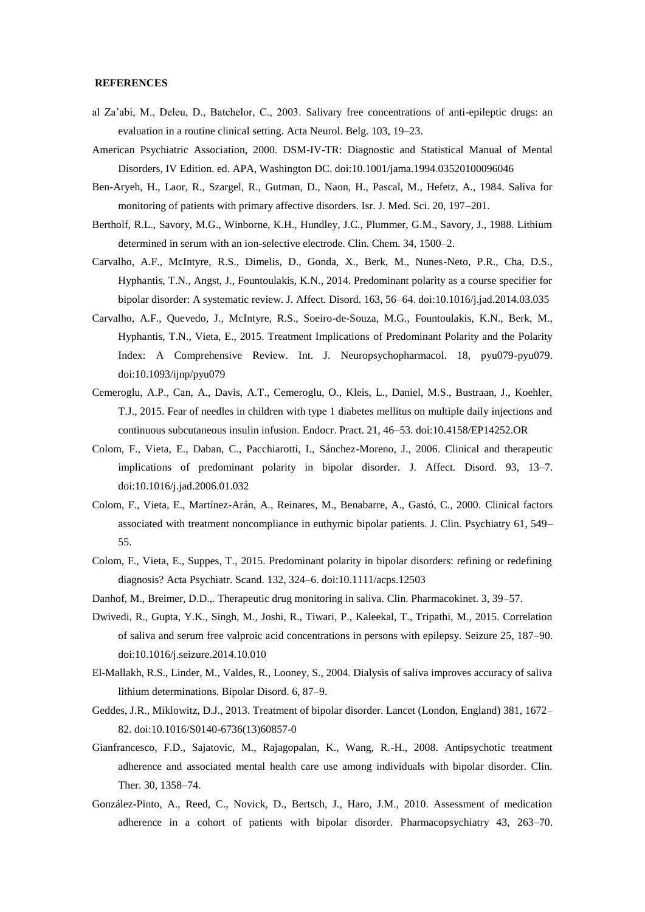**REFERENCES**

al Za'abi, M., Deleu, D., Batchelor, C., 2003. Salivary free concentrations of anti-epileptic drugs: an evaluation in a routine clinical setting. Acta Neurol. Belg. 103, 19–23.

American Psychiatric Association, 2000. DSM-IV-TR: Diagnostic and Statistical Manual of Mental Disorders, IV Edition. ed. APA, Washington DC. doi:10.1001/jama.1994.03520100096046

Ben-Aryeh, H., Laor, R., Szargel, R., Gutman, D., Naon, H., Pascal, M., Hefetz, A., 1984. Saliva for monitoring of patients with primary affective disorders. Isr. J. Med. Sci. 20, 197–201.

Bertholf, R.L., Savory, M.G., Winborne, K.H., Hundley, J.C., Plummer, G.M., Savory, J., 1988. Lithium determined in serum with an ion-selective electrode. Clin. Chem. 34, 1500–2.

Carvalho, A.F., McIntyre, R.S., Dimelis, D., Gonda, X., Berk, M., Nunes-Neto, P.R., Cha, D.S., Hyphantis, T.N., Angst, J., Fountoulakis, K.N., 2014. Predominant polarity as a course specifier for bipolar disorder: A systematic review. J. Affect. Disord. 163, 56–64. doi:10.1016/j.jad.2014.03.035

Carvalho, A.F., Quevedo, J., McIntyre, R.S., Soeiro-de-Souza, M.G., Fountoulakis, K.N., Berk, M., Hyphantis, T.N., Vieta, E., 2015. Treatment Implications of Predominant Polarity and the Polarity Index: A Comprehensive Review. Int. J. Neuropsychopharmacol. 18, pyu079-pyu079. doi:10.1093/ijnp/pyu079

Cemeroglu, A.P., Can, A., Davis, A.T., Cemeroglu, O., Kleis, L., Daniel, M.S., Bustraan, J., Koehler, T.J., 2015. Fear of needles in children with type 1 diabetes mellitus on multiple daily injections and continuous subcutaneous insulin infusion. Endocr. Pract. 21, 46–53. doi:10.4158/EP14252.OR

Colom, F., Vieta, E., Daban, C., Pacchiarotti, I., Sánchez-Moreno, J., 2006. Clinical and therapeutic implications of predominant polarity in bipolar disorder. J. Affect. Disord. 93, 13–7. doi:10.1016/j.jad.2006.01.032

Colom, F., Vieta, E., Martínez-Arán, A., Reinares, M., Benabarre, A., Gastó, C., 2000. Clinical factors associated with treatment noncompliance in euthymic bipolar patients. J. Clin. Psychiatry 61, 549–55.

Colom, F., Vieta, E., Suppes, T., 2015. Predominant polarity in bipolar disorders: refining or redefining diagnosis? Acta Psychiatr. Scand. 132, 324–6. doi:10.1111/acps.12503

Danhof, M., Breimer, D.D.,. Therapeutic drug monitoring in saliva. Clin. Pharmacokinet. 3, 39–57.

Dwivedi, R., Gupta, Y.K., Singh, M., Joshi, R., Tiwari, P., Kaleekal, T., Tripathi, M., 2015. Correlation of saliva and serum free valproic acid concentrations in persons with epilepsy. Seizure 25, 187–90. doi:10.1016/j.seizure.2014.10.010

El-Mallakh, R.S., Linder, M., Valdes, R., Looney, S., 2004. Dialysis of saliva improves accuracy of saliva lithium determinations. Bipolar Disord. 6, 87–9.

Geddes, J.R., Miklowitz, D.J., 2013. Treatment of bipolar disorder. Lancet (London, England) 381, 1672–82. doi:10.1016/S0140-6736(13)60857-0

Gianfrancesco, F.D., Sajatovic, M., Rajagopalan, K., Wang, R.-H., 2008. Antipsychotic treatment adherence and associated mental health care use among individuals with bipolar disorder. Clin. Ther. 30, 1358–74.

González-Pinto, A., Reed, C., Novick, D., Bertsch, J., Haro, J.M., 2010. Assessment of medication adherence in a cohort of patients with bipolar disorder. Pharmacopsychiatry 43, 263–70.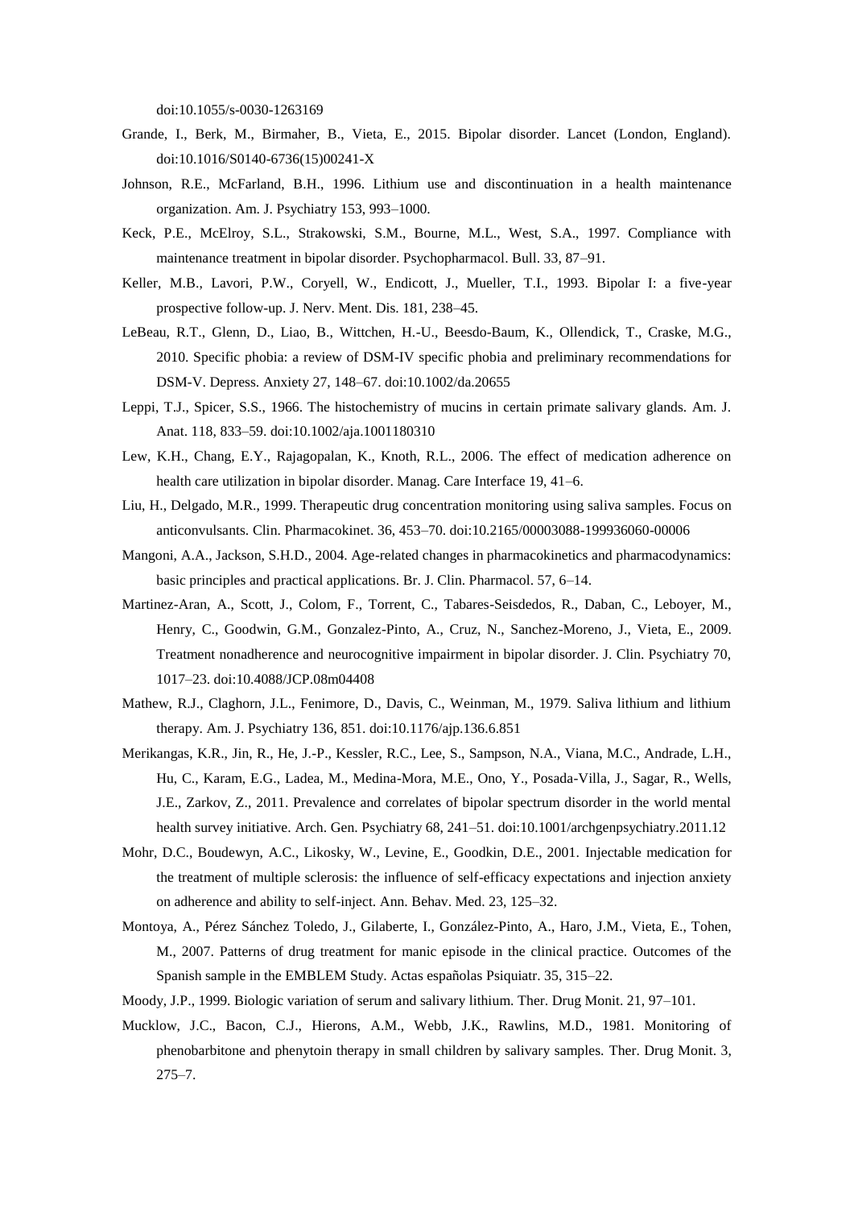doi:10.1055/s-0030-1263169

Grande, I., Berk, M., Birmaher, B., Vieta, E., 2015. Bipolar disorder. Lancet (London, England). doi:10.1016/S0140-6736(15)00241-X

Johnson, R.E., McFarland, B.H., 1996. Lithium use and discontinuation in a health maintenance organization. Am. J. Psychiatry 153, 993–1000.

Keck, P.E., McElroy, S.L., Strakowski, S.M., Bourne, M.L., West, S.A., 1997. Compliance with maintenance treatment in bipolar disorder. Psychopharmacol. Bull. 33, 87–91.

Keller, M.B., Lavori, P.W., Coryell, W., Endicott, J., Mueller, T.I., 1993. Bipolar I: a five-year prospective follow-up. J. Nerv. Ment. Dis. 181, 238–45.

LeBeau, R.T., Glenn, D., Liao, B., Wittchen, H.-U., Beesdo-Baum, K., Ollendick, T., Craske, M.G., 2010. Specific phobia: a review of DSM-IV specific phobia and preliminary recommendations for DSM-V. Depress. Anxiety 27, 148–67. doi:10.1002/da.20655

Leppi, T.J., Spicer, S.S., 1966. The histochemistry of mucins in certain primate salivary glands. Am. J. Anat. 118, 833–59. doi:10.1002/aja.1001180310

Lew, K.H., Chang, E.Y., Rajagopalan, K., Knoth, R.L., 2006. The effect of medication adherence on health care utilization in bipolar disorder. Manag. Care Interface 19, 41–6.

Liu, H., Delgado, M.R., 1999. Therapeutic drug concentration monitoring using saliva samples. Focus on anticonvulsants. Clin. Pharmacokinet. 36, 453–70. doi:10.2165/00003088-199936060-00006

Mangoni, A.A., Jackson, S.H.D., 2004. Age-related changes in pharmacokinetics and pharmacodynamics: basic principles and practical applications. Br. J. Clin. Pharmacol. 57, 6–14.

Martinez-Aran, A., Scott, J., Colom, F., Torrent, C., Tabares-Seisdedos, R., Daban, C., Leboyer, M., Henry, C., Goodwin, G.M., Gonzalez-Pinto, A., Cruz, N., Sanchez-Moreno, J., Vieta, E., 2009. Treatment nonadherence and neurocognitive impairment in bipolar disorder. J. Clin. Psychiatry 70, 1017–23. doi:10.4088/JCP.08m04408

Mathew, R.J., Claghorn, J.L., Fenimore, D., Davis, C., Weinman, M., 1979. Saliva lithium and lithium therapy. Am. J. Psychiatry 136, 851. doi:10.1176/ajp.136.6.851

Merikangas, K.R., Jin, R., He, J.-P., Kessler, R.C., Lee, S., Sampson, N.A., Viana, M.C., Andrade, L.H., Hu, C., Karam, E.G., Ladea, M., Medina-Mora, M.E., Ono, Y., Posada-Villa, J., Sagar, R., Wells, J.E., Zarkov, Z., 2011. Prevalence and correlates of bipolar spectrum disorder in the world mental health survey initiative. Arch. Gen. Psychiatry 68, 241–51. doi:10.1001/archgenpsychiatry.2011.12

Mohr, D.C., Boudewyn, A.C., Likosky, W., Levine, E., Goodkin, D.E., 2001. Injectable medication for the treatment of multiple sclerosis: the influence of self-efficacy expectations and injection anxiety on adherence and ability to self-inject. Ann. Behav. Med. 23, 125–32.

Montoya, A., Pérez Sánchez Toledo, J., Gilaberte, I., González-Pinto, A., Haro, J.M., Vieta, E., Tohen, M., 2007. Patterns of drug treatment for manic episode in the clinical practice. Outcomes of the Spanish sample in the EMBLEM Study. Actas españolas Psiquiatr. 35, 315–22.

Moody, J.P., 1999. Biologic variation of serum and salivary lithium. Ther. Drug Monit. 21, 97–101.

Mucklow, J.C., Bacon, C.J., Hierons, A.M., Webb, J.K., Rawlins, M.D., 1981. Monitoring of phenobarbitone and phenytoin therapy in small children by salivary samples. Ther. Drug Monit. 3, 275–7.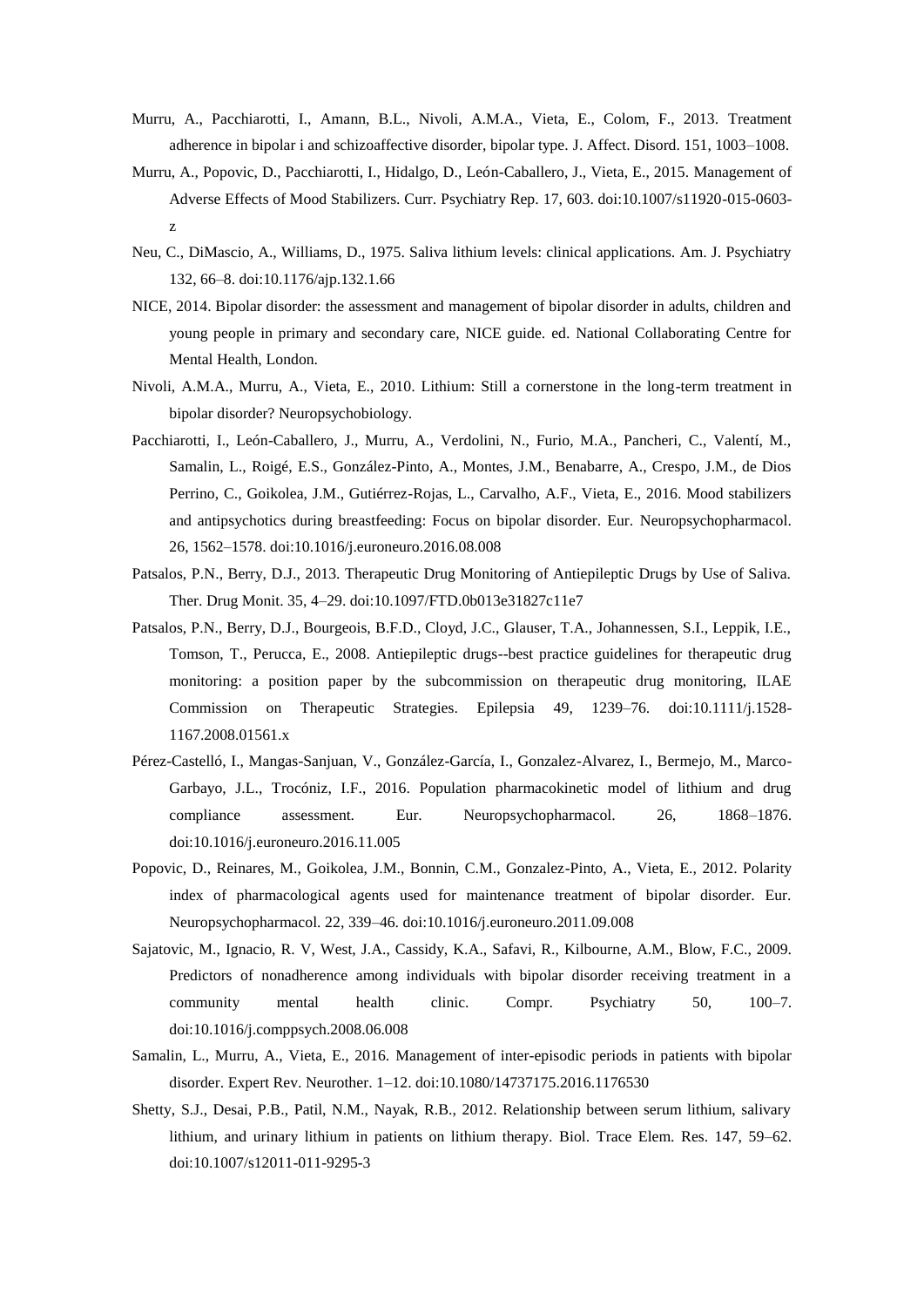Murru, A., Pacchiarotti, I., Amann, B.L., Nivoli, A.M.A., Vieta, E., Colom, F., 2013. Treatment adherence in bipolar i and schizoaffective disorder, bipolar type. J. Affect. Disord. 151, 1003–1008.

Murru, A., Popovic, D., Pacchiarotti, I., Hidalgo, D., León-Caballero, J., Vieta, E., 2015. Management of Adverse Effects of Mood Stabilizers. Curr. Psychiatry Rep. 17, 603. doi:10.1007/s11920-015-0603-z

Neu, C., DiMascio, A., Williams, D., 1975. Saliva lithium levels: clinical applications. Am. J. Psychiatry 132, 66–8. doi:10.1176/ajp.132.1.66

NICE, 2014. Bipolar disorder: the assessment and management of bipolar disorder in adults, children and young people in primary and secondary care, NICE guide. ed. National Collaborating Centre for Mental Health, London.

Nivoli, A.M.A., Murru, A., Vieta, E., 2010. Lithium: Still a cornerstone in the long-term treatment in bipolar disorder? Neuropsychobiology.

Pacchiarotti, I., León-Caballero, J., Murru, A., Verdolini, N., Furio, M.A., Pancheri, C., Valentí, M., Samalin, L., Roigé, E.S., González-Pinto, A., Montes, J.M., Benabarre, A., Crespo, J.M., de Dios Perrino, C., Goikolea, J.M., Gutiérrez-Rojas, L., Carvalho, A.F., Vieta, E., 2016. Mood stabilizers and antipsychotics during breastfeeding: Focus on bipolar disorder. Eur. Neuropsychopharmacol. 26, 1562–1578. doi:10.1016/j.euroneuro.2016.08.008

Patsalos, P.N., Berry, D.J., 2013. Therapeutic Drug Monitoring of Antiepileptic Drugs by Use of Saliva. Ther. Drug Monit. 35, 4–29. doi:10.1097/FTD.0b013e31827c11e7

Patsalos, P.N., Berry, D.J., Bourgeois, B.F.D., Cloyd, J.C., Glauser, T.A., Johannessen, S.I., Leppik, I.E., Tomson, T., Perucca, E., 2008. Antiepileptic drugs--best practice guidelines for therapeutic drug monitoring: a position paper by the subcommission on therapeutic drug monitoring, ILAE Commission on Therapeutic Strategies. Epilepsia 49, 1239–76. doi:10.1111/j.1528-1167.2008.01561.x

Pérez-Castelló, I., Mangas-Sanjuan, V., González-García, I., Gonzalez-Alvarez, I., Bermejo, M., Marco-Garbayo, J.L., Trocóniz, I.F., 2016. Population pharmacokinetic model of lithium and drug compliance assessment. Eur. Neuropsychopharmacol. 26, 1868–1876. doi:10.1016/j.euroneuro.2016.11.005

Popovic, D., Reinares, M., Goikolea, J.M., Bonnin, C.M., Gonzalez-Pinto, A., Vieta, E., 2012. Polarity index of pharmacological agents used for maintenance treatment of bipolar disorder. Eur. Neuropsychopharmacol. 22, 339–46. doi:10.1016/j.euroneuro.2011.09.008

Sajatovic, M., Ignacio, R. V, West, J.A., Cassidy, K.A., Safavi, R., Kilbourne, A.M., Blow, F.C., 2009. Predictors of nonadherence among individuals with bipolar disorder receiving treatment in a community mental health clinic. Compr. Psychiatry 50, 100–7. doi:10.1016/j.comppsych.2008.06.008

Samalin, L., Murru, A., Vieta, E., 2016. Management of inter-episodic periods in patients with bipolar disorder. Expert Rev. Neurother. 1–12. doi:10.1080/14737175.2016.1176530

Shetty, S.J., Desai, P.B., Patil, N.M., Nayak, R.B., 2012. Relationship between serum lithium, salivary lithium, and urinary lithium in patients on lithium therapy. Biol. Trace Elem. Res. 147, 59–62. doi:10.1007/s12011-011-9295-3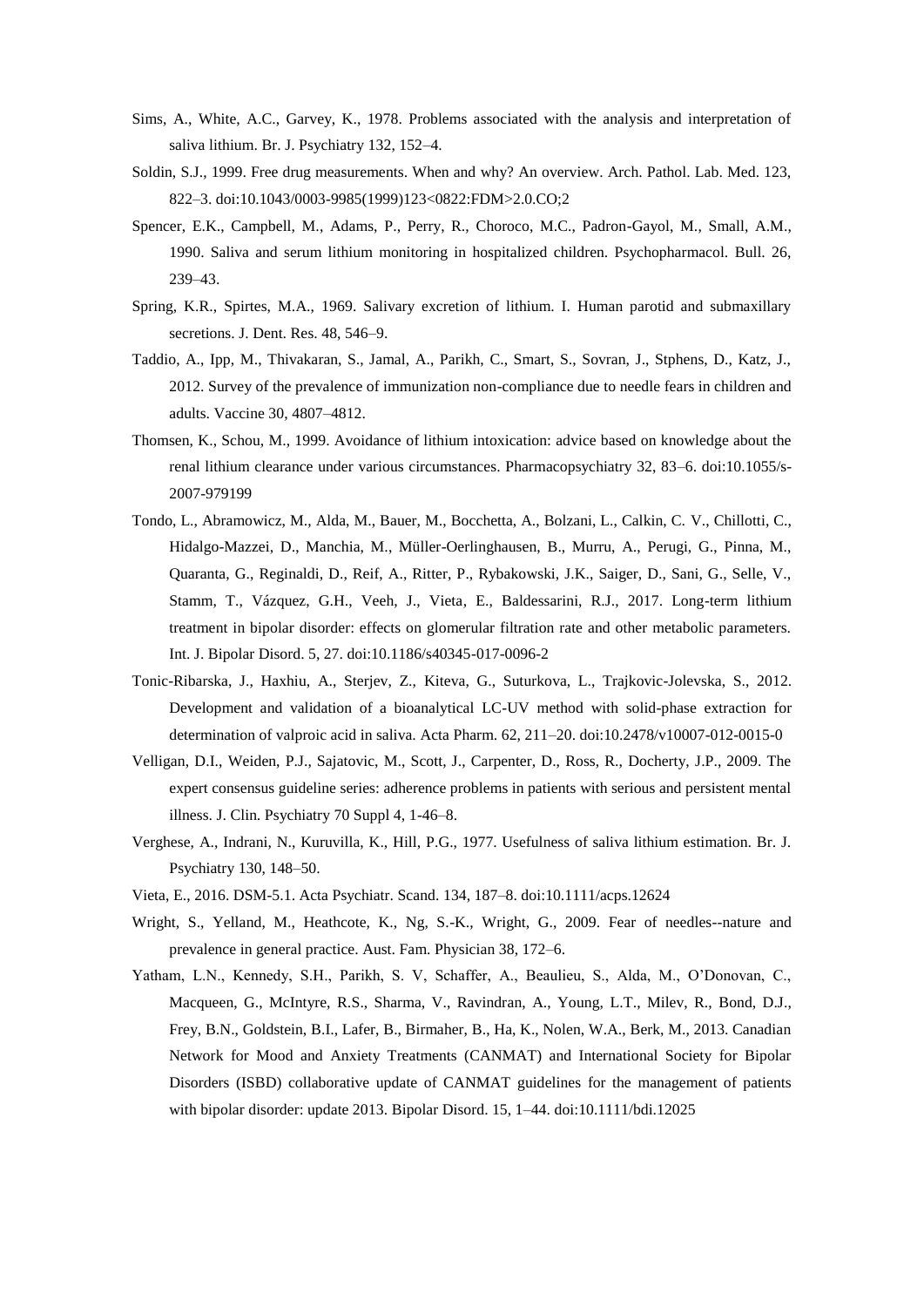Sims, A., White, A.C., Garvey, K., 1978. Problems associated with the analysis and interpretation of saliva lithium. Br. J. Psychiatry 132, 152–4.

Soldin, S.J., 1999. Free drug measurements. When and why? An overview. Arch. Pathol. Lab. Med. 123, 822–3. doi:10.1043/0003-9985(1999)123<0822:FDM>2.0.CO;2

Spencer, E.K., Campbell, M., Adams, P., Perry, R., Choroco, M.C., Padron-Gayol, M., Small, A.M., 1990. Saliva and serum lithium monitoring in hospitalized children. Psychopharmacol. Bull. 26, 239–43.

Spring, K.R., Spirtes, M.A., 1969. Salivary excretion of lithium. I. Human parotid and submaxillary secretions. J. Dent. Res. 48, 546–9.

Taddio, A., Ipp, M., Thivakaran, S., Jamal, A., Parikh, C., Smart, S., Sovran, J., Stphens, D., Katz, J., 2012. Survey of the prevalence of immunization non-compliance due to needle fears in children and adults. Vaccine 30, 4807–4812.

Thomsen, K., Schou, M., 1999. Avoidance of lithium intoxication: advice based on knowledge about the renal lithium clearance under various circumstances. Pharmacopsychiatry 32, 83–6. doi:10.1055/s-2007-979199

Tondo, L., Abramowicz, M., Alda, M., Bauer, M., Bocchetta, A., Bolzani, L., Calkin, C. V., Chillotti, C., Hidalgo-Mazzei, D., Manchia, M., Müller-Oerlinghausen, B., Murru, A., Perugi, G., Pinna, M., Quaranta, G., Reginaldi, D., Reif, A., Ritter, P., Rybakowski, J.K., Saiger, D., Sani, G., Selle, V., Stamm, T., Vázquez, G.H., Veeh, J., Vieta, E., Baldessarini, R.J., 2017. Long-term lithium treatment in bipolar disorder: effects on glomerular filtration rate and other metabolic parameters. Int. J. Bipolar Disord. 5, 27. doi:10.1186/s40345-017-0096-2

Tonic-Ribarska, J., Haxhiu, A., Sterjev, Z., Kiteva, G., Suturkova, L., Trajkovic-Jolevska, S., 2012. Development and validation of a bioanalytical LC-UV method with solid-phase extraction for determination of valproic acid in saliva. Acta Pharm. 62, 211–20. doi:10.2478/v10007-012-0015-0

Velligan, D.I., Weiden, P.J., Sajatovic, M., Scott, J., Carpenter, D., Ross, R., Docherty, J.P., 2009. The expert consensus guideline series: adherence problems in patients with serious and persistent mental illness. J. Clin. Psychiatry 70 Suppl 4, 1-46–8.

Verghese, A., Indrani, N., Kuruvilla, K., Hill, P.G., 1977. Usefulness of saliva lithium estimation. Br. J. Psychiatry 130, 148–50.

Vieta, E., 2016. DSM-5.1. Acta Psychiatr. Scand. 134, 187–8. doi:10.1111/acps.12624

Wright, S., Yelland, M., Heathcote, K., Ng, S.-K., Wright, G., 2009. Fear of needles--nature and prevalence in general practice. Aust. Fam. Physician 38, 172–6.

Yatham, L.N., Kennedy, S.H., Parikh, S. V, Schaffer, A., Beaulieu, S., Alda, M., O'Donovan, C., Macqueen, G., McIntyre, R.S., Sharma, V., Ravindran, A., Young, L.T., Milev, R., Bond, D.J., Frey, B.N., Goldstein, B.I., Lafer, B., Birmaher, B., Ha, K., Nolen, W.A., Berk, M., 2013. Canadian Network for Mood and Anxiety Treatments (CANMAT) and International Society for Bipolar Disorders (ISBD) collaborative update of CANMAT guidelines for the management of patients with bipolar disorder: update 2013. Bipolar Disord. 15, 1–44. doi:10.1111/bdi.12025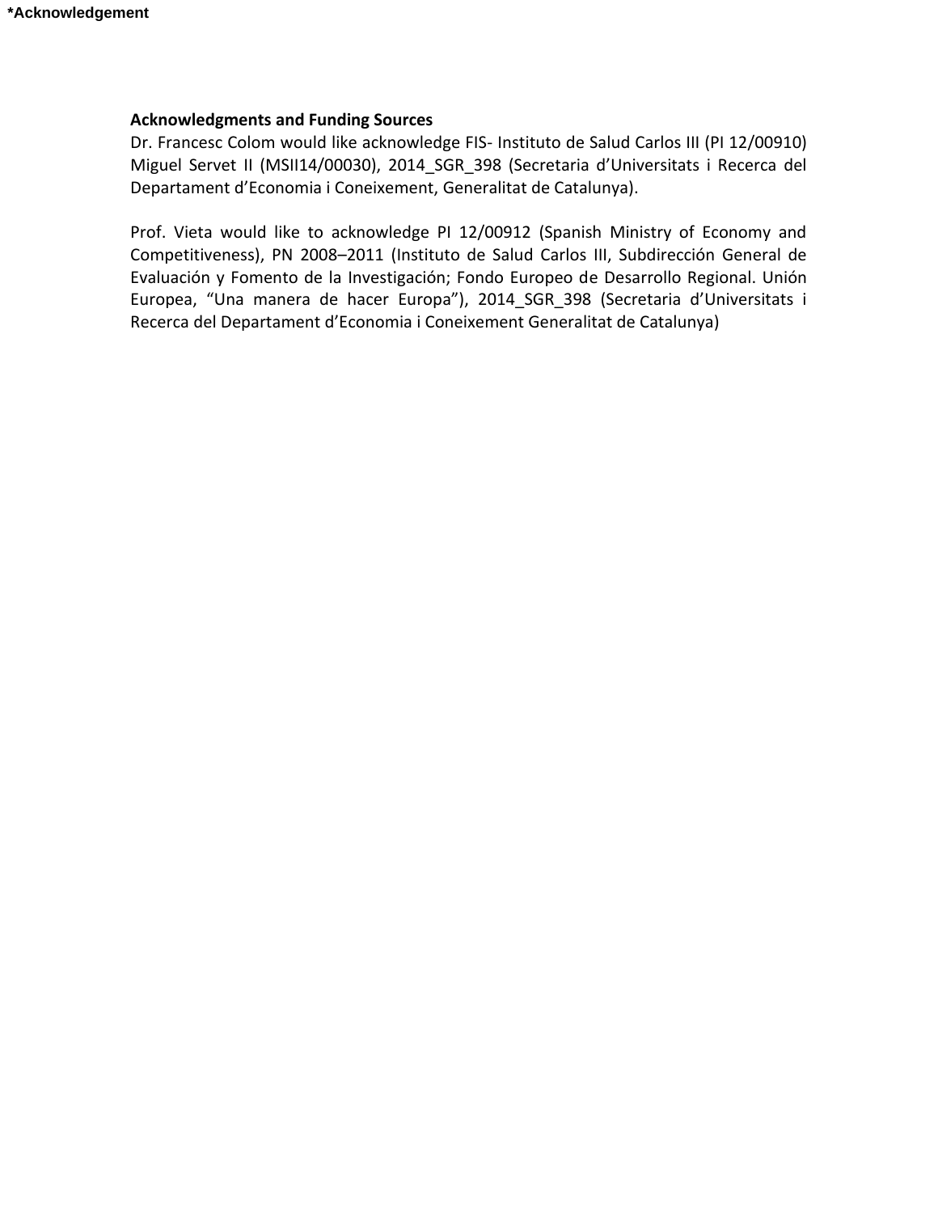*Acknowledgement

**Acknowledgments and Funding Sources**

Dr. Francesc Colom would like acknowledge FIS- Instituto de Salud Carlos III (PI 12/00910) Miguel Servet II (MSII14/00030), 2014_SGR_398 (Secretaria d'Universitats i Recerca del Departament d'Economia i Coneixement, Generalitat de Catalunya).

Prof. Vieta would like to acknowledge PI 12/00912 (Spanish Ministry of Economy and Competitiveness), PN 2008–2011 (Instituto de Salud Carlos III, Subdirección General de Evaluación y Fomento de la Investigación; Fondo Europeo de Desarrollo Regional. Unión Europea, "Una manera de hacer Europa"), 2014_SGR_398 (Secretaria d'Universitats i Recerca del Departament d'Economia i Coneixement Generalitat de Catalunya)